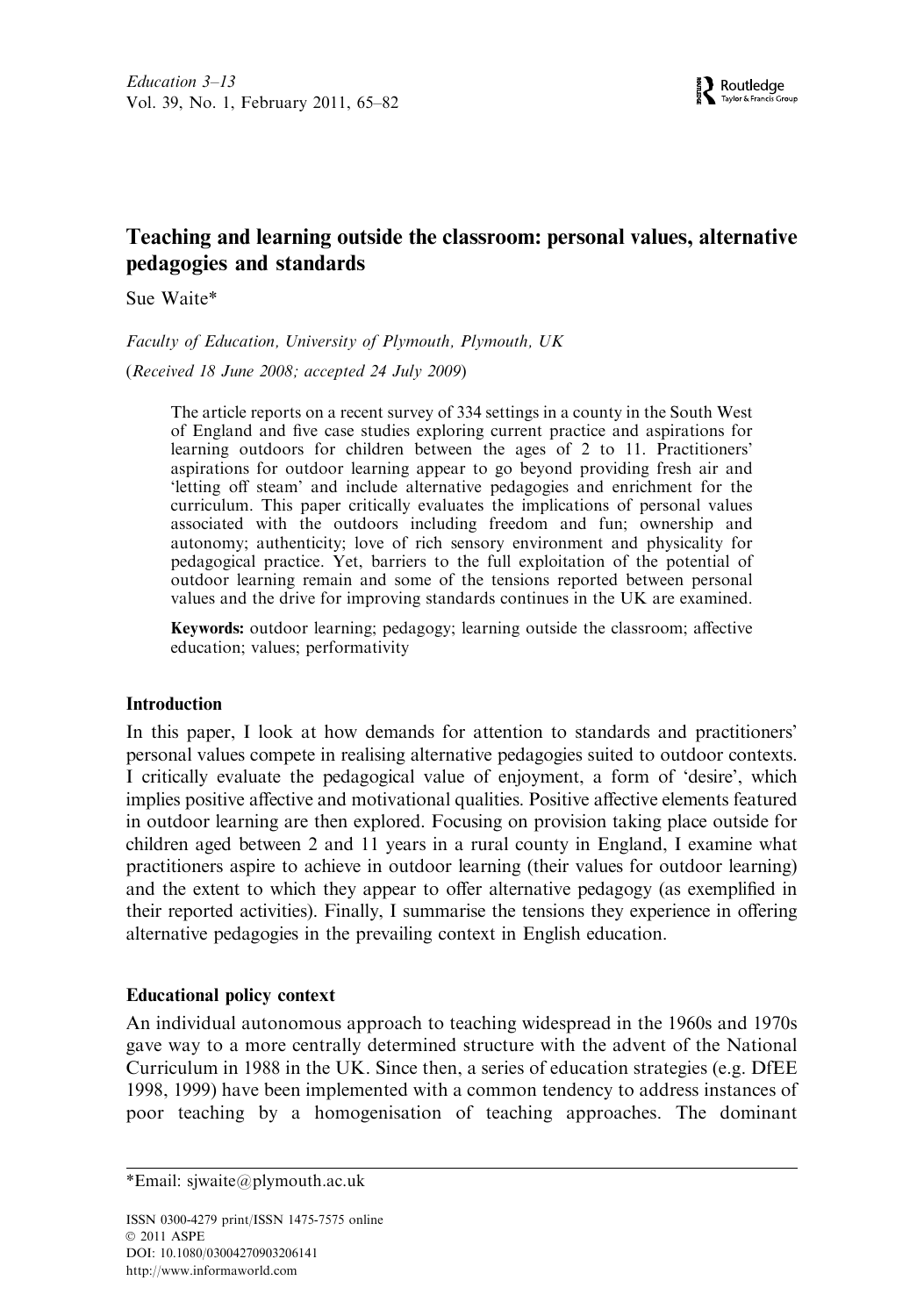# Teaching and learning outside the classroom: personal values, alternative pedagogies and standards

Sue Waite*

*Faculty of Education, University of Plymouth, Plymouth, UK*

*(Received 18 June 2008; accepted 24 July 2009)*

The article reports on a recent survey of 334 settings in a county in the South West of England and five case studies exploring current practice and aspirations for learning outdoors for children between the ages of 2 to 11. Practitioners' aspirations for outdoor learning appear to go beyond providing fresh air and 'letting off steam' and include alternative pedagogies and enrichment for the curriculum. This paper critically evaluates the implications of personal values associated with the outdoors including freedom and fun; ownership and autonomy; authenticity; love of rich sensory environment and physicality for pedagogical practice. Yet, barriers to the full exploitation of the potential of outdoor learning remain and some of the tensions reported between personal values and the drive for improving standards continues in the UK are examined.

**Keywords:** outdoor learning; pedagogy; learning outside the classroom; affective education; values; performativity

## Introduction

In this paper, I look at how demands for attention to standards and practitioners' personal values compete in realising alternative pedagogies suited to outdoor contexts. I critically evaluate the pedagogical value of enjoyment, a form of 'desire', which implies positive affective and motivational qualities. Positive affective elements featured in outdoor learning are then explored. Focusing on provision taking place outside for children aged between 2 and 11 years in a rural county in England, I examine what practitioners aspire to achieve in outdoor learning (their values for outdoor learning) and the extent to which they appear to offer alternative pedagogy (as exemplified in their reported activities). Finally, I summarise the tensions they experience in offering alternative pedagogies in the prevailing context in English education.

## Educational policy context

An individual autonomous approach to teaching widespread in the 1960s and 1970s gave way to a more centrally determined structure with the advent of the National Curriculum in 1988 in the UK. Since then, a series of education strategies (e.g. DfEE 1998, 1999) have been implemented with a common tendency to address instances of poor teaching by a homogenisation of teaching approaches. The dominant

*Email: sjwaite@plymouth.ac.uk

ISSN 0300-4279 print/ISSN 1475-7575 online
© 2011 ASPE
DOI: 10.1080/03004270903206141
http://www.informaworld.com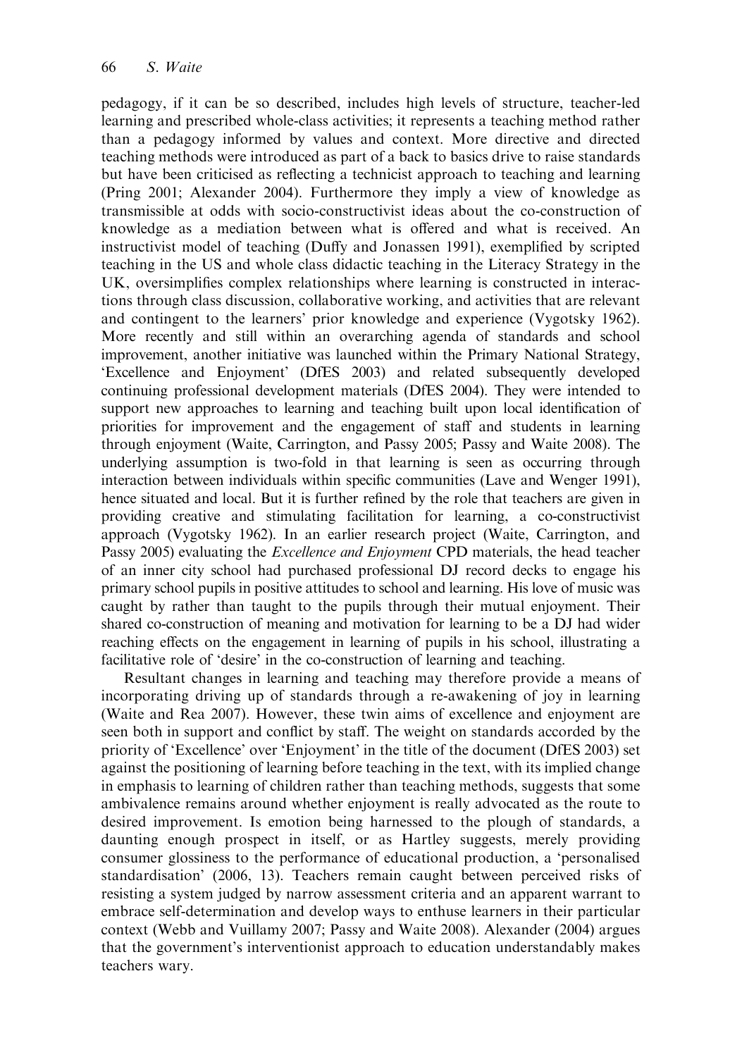pedagogy, if it can be so described, includes high levels of structure, teacher-led learning and prescribed whole-class activities; it represents a teaching method rather than a pedagogy informed by values and context. More directive and directed teaching methods were introduced as part of a back to basics drive to raise standards but have been criticised as reflecting a technicist approach to teaching and learning (Pring 2001; Alexander 2004). Furthermore they imply a view of knowledge as transmissible at odds with socio-constructivist ideas about the co-construction of knowledge as a mediation between what is offered and what is received. An instructivist model of teaching (Duffy and Jonassen 1991), exemplified by scripted teaching in the US and whole class didactic teaching in the Literacy Strategy in the UK, oversimplifies complex relationships where learning is constructed in interactions through class discussion, collaborative working, and activities that are relevant and contingent to the learners' prior knowledge and experience (Vygotsky 1962). More recently and still within an overarching agenda of standards and school improvement, another initiative was launched within the Primary National Strategy, 'Excellence and Enjoyment' (DfES 2003) and related subsequently developed continuing professional development materials (DfES 2004). They were intended to support new approaches to learning and teaching built upon local identification of priorities for improvement and the engagement of staff and students in learning through enjoyment (Waite, Carrington, and Passy 2005; Passy and Waite 2008). The underlying assumption is two-fold in that learning is seen as occurring through interaction between individuals within specific communities (Lave and Wenger 1991), hence situated and local. But it is further refined by the role that teachers are given in providing creative and stimulating facilitation for learning, a co-constructivist approach (Vygotsky 1962). In an earlier research project (Waite, Carrington, and Passy 2005) evaluating the *Excellence and Enjoyment* CPD materials, the head teacher of an inner city school had purchased professional DJ record decks to engage his primary school pupils in positive attitudes to school and learning. His love of music was caught by rather than taught to the pupils through their mutual enjoyment. Their shared co-construction of meaning and motivation for learning to be a DJ had wider reaching effects on the engagement in learning of pupils in his school, illustrating a facilitative role of 'desire' in the co-construction of learning and teaching.

Resultant changes in learning and teaching may therefore provide a means of incorporating driving up of standards through a re-awakening of joy in learning (Waite and Rea 2007). However, these twin aims of excellence and enjoyment are seen both in support and conflict by staff. The weight on standards accorded by the priority of 'Excellence' over 'Enjoyment' in the title of the document (DfES 2003) set against the positioning of learning before teaching in the text, with its implied change in emphasis to learning of children rather than teaching methods, suggests that some ambivalence remains around whether enjoyment is really advocated as the route to desired improvement. Is emotion being harnessed to the plough of standards, a daunting enough prospect in itself, or as Hartley suggests, merely providing consumer glossiness to the performance of educational production, a 'personalised standardisation' (2006, 13). Teachers remain caught between perceived risks of resisting a system judged by narrow assessment criteria and an apparent warrant to embrace self-determination and develop ways to enthuse learners in their particular context (Webb and Vuillamy 2007; Passy and Waite 2008). Alexander (2004) argues that the government's interventionist approach to education understandably makes teachers wary.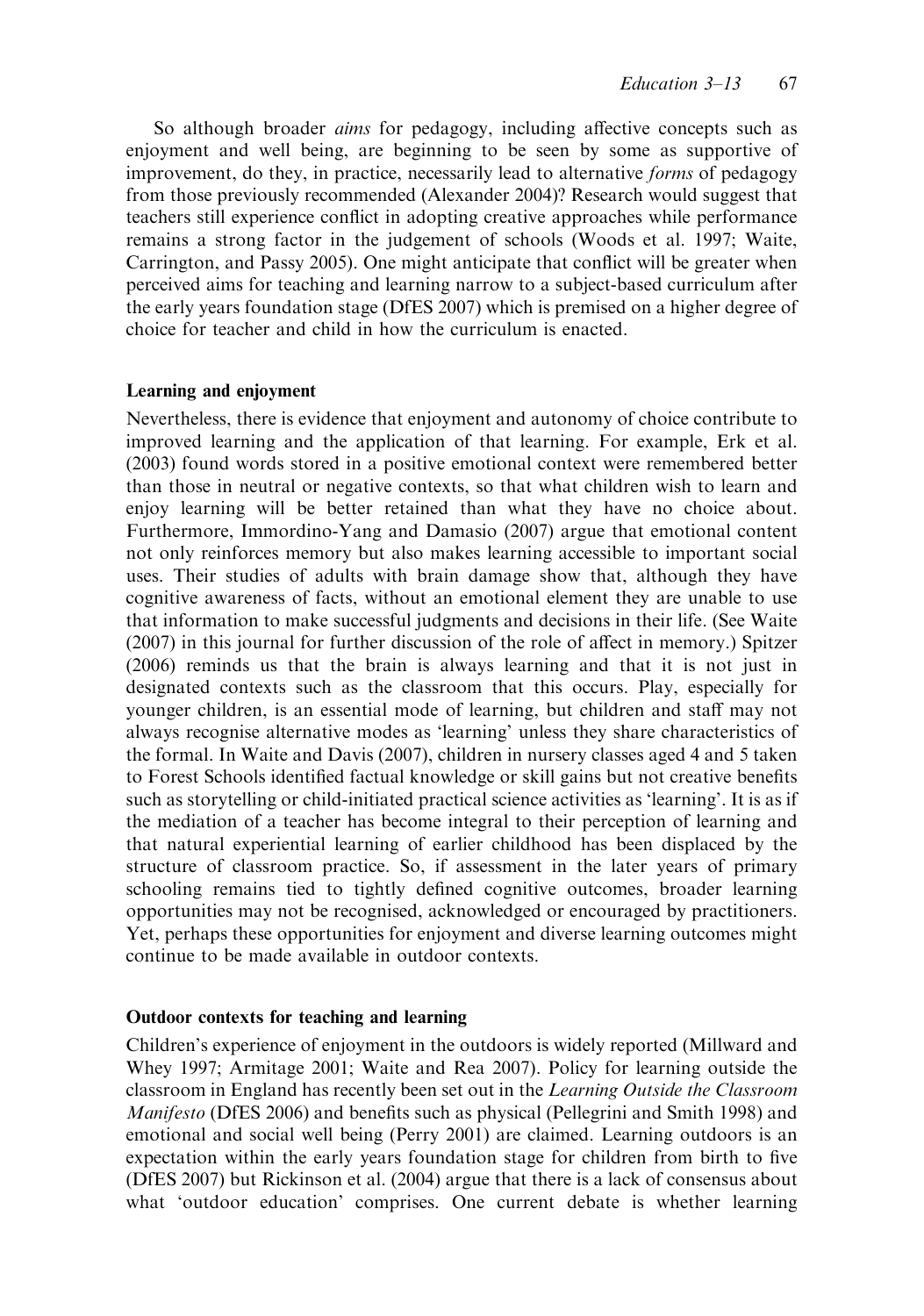So although broader *aims* for pedagogy, including affective concepts such as enjoyment and well being, are beginning to be seen by some as supportive of improvement, do they, in practice, necessarily lead to alternative *forms* of pedagogy from those previously recommended (Alexander 2004)? Research would suggest that teachers still experience conflict in adopting creative approaches while performance remains a strong factor in the judgement of schools (Woods et al. 1997; Waite, Carrington, and Passy 2005). One might anticipate that conflict will be greater when perceived aims for teaching and learning narrow to a subject-based curriculum after the early years foundation stage (DfES 2007) which is premised on a higher degree of choice for teacher and child in how the curriculum is enacted.

### Learning and enjoyment

Nevertheless, there is evidence that enjoyment and autonomy of choice contribute to improved learning and the application of that learning. For example, Erk et al. (2003) found words stored in a positive emotional context were remembered better than those in neutral or negative contexts, so that what children wish to learn and enjoy learning will be better retained than what they have no choice about. Furthermore, Immordino-Yang and Damasio (2007) argue that emotional content not only reinforces memory but also makes learning accessible to important social uses. Their studies of adults with brain damage show that, although they have cognitive awareness of facts, without an emotional element they are unable to use that information to make successful judgments and decisions in their life. (See Waite (2007) in this journal for further discussion of the role of affect in memory.) Spitzer (2006) reminds us that the brain is always learning and that it is not just in designated contexts such as the classroom that this occurs. Play, especially for younger children, is an essential mode of learning, but children and staff may not always recognise alternative modes as 'learning' unless they share characteristics of the formal. In Waite and Davis (2007), children in nursery classes aged 4 and 5 taken to Forest Schools identified factual knowledge or skill gains but not creative benefits such as storytelling or child-initiated practical science activities as 'learning'. It is as if the mediation of a teacher has become integral to their perception of learning and that natural experiential learning of earlier childhood has been displaced by the structure of classroom practice. So, if assessment in the later years of primary schooling remains tied to tightly defined cognitive outcomes, broader learning opportunities may not be recognised, acknowledged or encouraged by practitioners. Yet, perhaps these opportunities for enjoyment and diverse learning outcomes might continue to be made available in outdoor contexts.

### Outdoor contexts for teaching and learning

Children's experience of enjoyment in the outdoors is widely reported (Millward and Whey 1997; Armitage 2001; Waite and Rea 2007). Policy for learning outside the classroom in England has recently been set out in the *Learning Outside the Classroom Manifesto* (DfES 2006) and benefits such as physical (Pellegrini and Smith 1998) and emotional and social well being (Perry 2001) are claimed. Learning outdoors is an expectation within the early years foundation stage for children from birth to five (DfES 2007) but Rickinson et al. (2004) argue that there is a lack of consensus about what 'outdoor education' comprises. One current debate is whether learning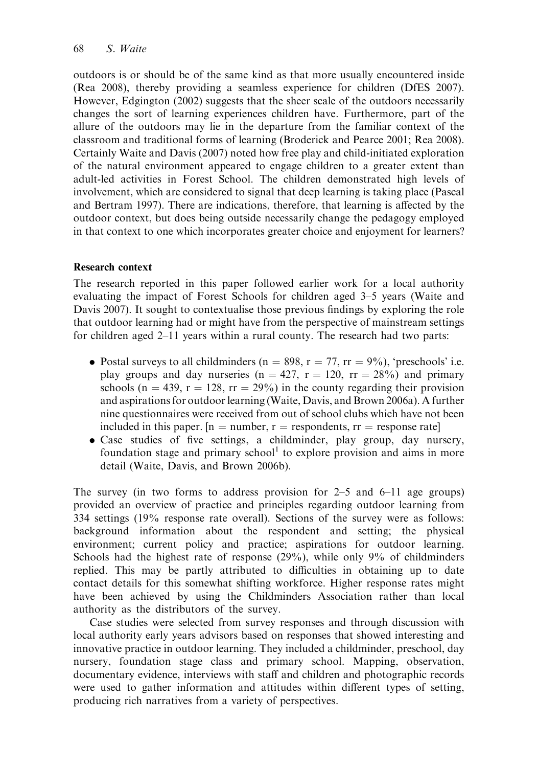outdoors is or should be of the same kind as that more usually encountered inside (Rea 2008), thereby providing a seamless experience for children (DfES 2007). However, Edgington (2002) suggests that the sheer scale of the outdoors necessarily changes the sort of learning experiences children have. Furthermore, part of the allure of the outdoors may lie in the departure from the familiar context of the classroom and traditional forms of learning (Broderick and Pearce 2001; Rea 2008). Certainly Waite and Davis (2007) noted how free play and child-initiated exploration of the natural environment appeared to engage children to a greater extent than adult-led activities in Forest School. The children demonstrated high levels of involvement, which are considered to signal that deep learning is taking place (Pascal and Bertram 1997). There are indications, therefore, that learning is affected by the outdoor context, but does being outside necessarily change the pedagogy employed in that context to one which incorporates greater choice and enjoyment for learners?

## Research context

The research reported in this paper followed earlier work for a local authority evaluating the impact of Forest Schools for children aged 3–5 years (Waite and Davis 2007). It sought to contextualise those previous findings by exploring the role that outdoor learning had or might have from the perspective of mainstream settings for children aged 2–11 years within a rural county. The research had two parts:

- Postal surveys to all childminders (n = 898, r = 77, rr = 9%), 'preschools' i.e. play groups and day nurseries (n = 427, r = 120, rr = 28%) and primary schools (n = 439, r = 128, rr = 29%) in the county regarding their provision and aspirations for outdoor learning (Waite, Davis, and Brown 2006a). A further nine questionnaires were received from out of school clubs which have not been included in this paper. [n = number, r = respondents, rr = response rate]
- Case studies of five settings, a childminder, play group, day nursery, foundation stage and primary school[1] to explore provision and aims in more detail (Waite, Davis, and Brown 2006b).

The survey (in two forms to address provision for 2–5 and 6–11 age groups) provided an overview of practice and principles regarding outdoor learning from 334 settings (19% response rate overall). Sections of the survey were as follows: background information about the respondent and setting; the physical environment; current policy and practice; aspirations for outdoor learning. Schools had the highest rate of response (29%), while only 9% of childminders replied. This may be partly attributed to difficulties in obtaining up to date contact details for this somewhat shifting workforce. Higher response rates might have been achieved by using the Childminders Association rather than local authority as the distributors of the survey.

Case studies were selected from survey responses and through discussion with local authority early years advisors based on responses that showed interesting and innovative practice in outdoor learning. They included a childminder, preschool, day nursery, foundation stage class and primary school. Mapping, observation, documentary evidence, interviews with staff and children and photographic records were used to gather information and attitudes within different types of setting, producing rich narratives from a variety of perspectives.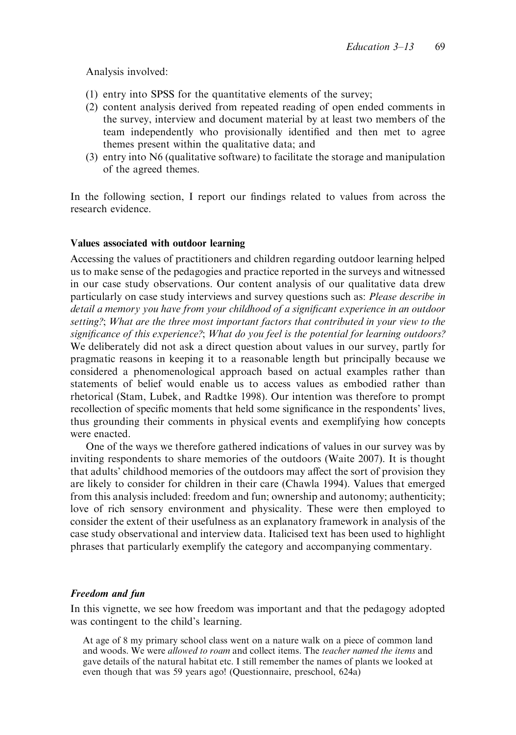Analysis involved:

(1) entry into SPSS for the quantitative elements of the survey;
(2) content analysis derived from repeated reading of open ended comments in the survey, interview and document material by at least two members of the team independently who provisionally identified and then met to agree themes present within the qualitative data; and
(3) entry into N6 (qualitative software) to facilitate the storage and manipulation of the agreed themes.

In the following section, I report our findings related to values from across the research evidence.

### Values associated with outdoor learning

Accessing the values of practitioners and children regarding outdoor learning helped us to make sense of the pedagogies and practice reported in the surveys and witnessed in our case study observations. Our content analysis of our qualitative data drew particularly on case study interviews and survey questions such as: *Please describe in detail a memory you have from your childhood of a significant experience in an outdoor setting?*; *What are the three most important factors that contributed in your view to the significance of this experience?*; *What do you feel is the potential for learning outdoors?* We deliberately did not ask a direct question about values in our survey, partly for pragmatic reasons in keeping it to a reasonable length but principally because we considered a phenomenological approach based on actual examples rather than statements of belief would enable us to access values as embodied rather than rhetorical (Stam, Lubek, and Radtke 1998). Our intention was therefore to prompt recollection of specific moments that held some significance in the respondents' lives, thus grounding their comments in physical events and exemplifying how concepts were enacted.

One of the ways we therefore gathered indications of values in our survey was by inviting respondents to share memories of the outdoors (Waite 2007). It is thought that adults' childhood memories of the outdoors may affect the sort of provision they are likely to consider for children in their care (Chawla 1994). Values that emerged from this analysis included: freedom and fun; ownership and autonomy; authenticity; love of rich sensory environment and physicality. These were then employed to consider the extent of their usefulness as an explanatory framework in analysis of the case study observational and interview data. Italicised text has been used to highlight phrases that particularly exemplify the category and accompanying commentary.

#### *Freedom and fun*

In this vignette, we see how freedom was important and that the pedagogy adopted was contingent to the child's learning.

> At age of 8 my primary school class went on a nature walk on a piece of common land and woods. We were *allowed to roam* and collect items. The *teacher named the items* and gave details of the natural habitat etc. I still remember the names of plants we looked at even though that was 59 years ago! (Questionnaire, preschool, 624a)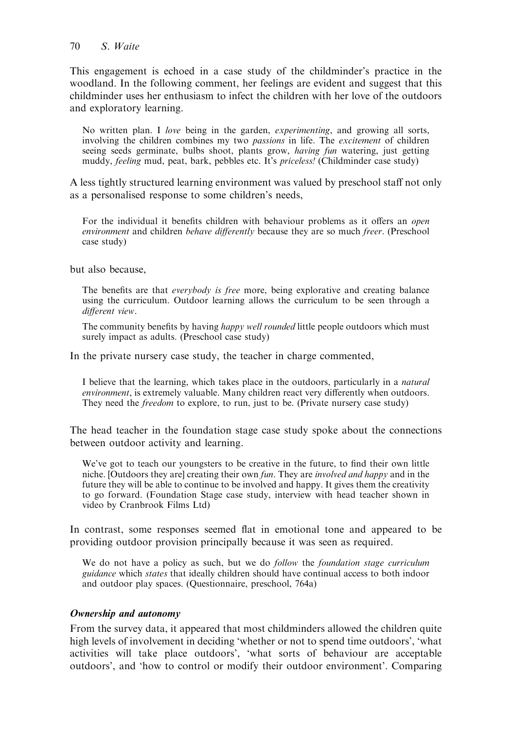This engagement is echoed in a case study of the childminder's practice in the woodland. In the following comment, her feelings are evident and suggest that this childminder uses her enthusiasm to infect the children with her love of the outdoors and exploratory learning.

> No written plan. I *love* being in the garden, *experimenting*, and growing all sorts, involving the children combines my two *passions* in life. The *excitement* of children seeing seeds germinate, bulbs shoot, plants grow, *having fun* watering, just getting muddy, *feeling* mud, peat, bark, pebbles etc. It's *priceless!* (Childminder case study)

A less tightly structured learning environment was valued by preschool staff not only as a personalised response to some children's needs,

> For the individual it benefits children with behaviour problems as it offers an *open environment* and children *behave differently* because they are so much *freer*. (Preschool case study)

but also because,

> The benefits are that *everybody is free* more, being explorative and creating balance using the curriculum. Outdoor learning allows the curriculum to be seen through a *different view*.
>
> The community benefits by having *happy well rounded* little people outdoors which must surely impact as adults. (Preschool case study)

In the private nursery case study, the teacher in charge commented,

> I believe that the learning, which takes place in the outdoors, particularly in a *natural environment*, is extremely valuable. Many children react very differently when outdoors. They need the *freedom* to explore, to run, just to be. (Private nursery case study)

The head teacher in the foundation stage case study spoke about the connections between outdoor activity and learning.

> We've got to teach our youngsters to be creative in the future, to find their own little niche. [Outdoors they are] creating their own *fun*. They are *involved and happy* and in the future they will be able to continue to be involved and happy. It gives them the creativity to go forward. (Foundation Stage case study, interview with head teacher shown in video by Cranbrook Films Ltd)

In contrast, some responses seemed flat in emotional tone and appeared to be providing outdoor provision principally because it was seen as required.

> We do not have a policy as such, but we do *follow* the *foundation stage curriculum guidance* which *states* that ideally children should have continual access to both indoor and outdoor play spaces. (Questionnaire, preschool, 764a)

### *Ownership and autonomy*

From the survey data, it appeared that most childminders allowed the children quite high levels of involvement in deciding 'whether or not to spend time outdoors', 'what activities will take place outdoors', 'what sorts of behaviour are acceptable outdoors', and 'how to control or modify their outdoor environment'. Comparing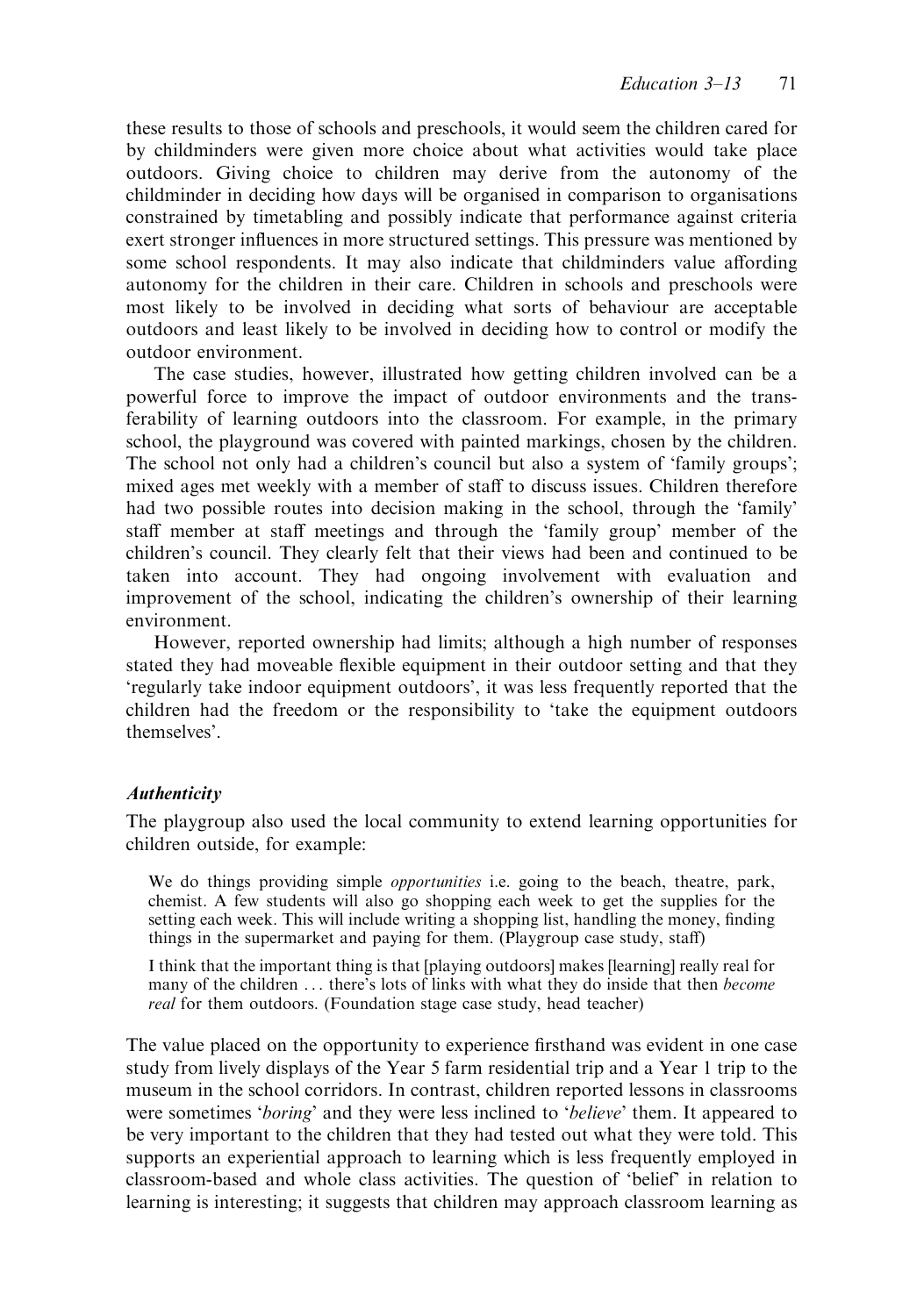these results to those of schools and preschools, it would seem the children cared for by childminders were given more choice about what activities would take place outdoors. Giving choice to children may derive from the autonomy of the childminder in deciding how days will be organised in comparison to organisations constrained by timetabling and possibly indicate that performance against criteria exert stronger influences in more structured settings. This pressure was mentioned by some school respondents. It may also indicate that childminders value affording autonomy for the children in their care. Children in schools and preschools were most likely to be involved in deciding what sorts of behaviour are acceptable outdoors and least likely to be involved in deciding how to control or modify the outdoor environment.

The case studies, however, illustrated how getting children involved can be a powerful force to improve the impact of outdoor environments and the transferability of learning outdoors into the classroom. For example, in the primary school, the playground was covered with painted markings, chosen by the children. The school not only had a children's council but also a system of 'family groups'; mixed ages met weekly with a member of staff to discuss issues. Children therefore had two possible routes into decision making in the school, through the 'family' staff member at staff meetings and through the 'family group' member of the children's council. They clearly felt that their views had been and continued to be taken into account. They had ongoing involvement with evaluation and improvement of the school, indicating the children's ownership of their learning environment.

However, reported ownership had limits; although a high number of responses stated they had moveable flexible equipment in their outdoor setting and that they 'regularly take indoor equipment outdoors', it was less frequently reported that the children had the freedom or the responsibility to 'take the equipment outdoors themselves'.

### *Authenticity*

The playgroup also used the local community to extend learning opportunities for children outside, for example:

> We do things providing simple *opportunities* i.e. going to the beach, theatre, park, chemist. A few students will also go shopping each week to get the supplies for the setting each week. This will include writing a shopping list, handling the money, finding things in the supermarket and paying for them. (Playgroup case study, staff)

> I think that the important thing is that [playing outdoors] makes [learning] really real for many of the children … there's lots of links with what they do inside that then *become real* for them outdoors. (Foundation stage case study, head teacher)

The value placed on the opportunity to experience firsthand was evident in one case study from lively displays of the Year 5 farm residential trip and a Year 1 trip to the museum in the school corridors. In contrast, children reported lessons in classrooms were sometimes '*boring*' and they were less inclined to '*believe*' them. It appeared to be very important to the children that they had tested out what they were told. This supports an experiential approach to learning which is less frequently employed in classroom-based and whole class activities. The question of 'belief' in relation to learning is interesting; it suggests that children may approach classroom learning as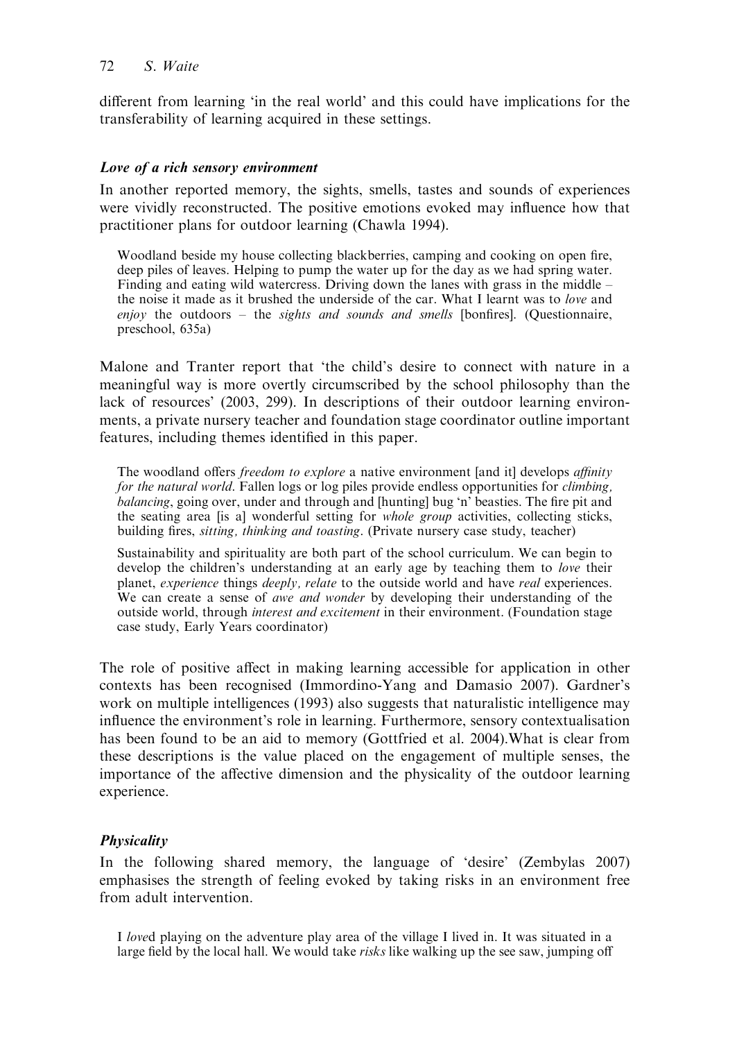different from learning 'in the real world' and this could have implications for the transferability of learning acquired in these settings.

### *Love of a rich sensory environment*

In another reported memory, the sights, smells, tastes and sounds of experiences were vividly reconstructed. The positive emotions evoked may influence how that practitioner plans for outdoor learning (Chawla 1994).

> Woodland beside my house collecting blackberries, camping and cooking on open fire, deep piles of leaves. Helping to pump the water up for the day as we had spring water. Finding and eating wild watercress. Driving down the lanes with grass in the middle – the noise it made as it brushed the underside of the car. What I learnt was to *love* and *enjoy* the outdoors – the *sights and sounds and smells* [bonfires]. (Questionnaire, preschool, 635a)

Malone and Tranter report that 'the child's desire to connect with nature in a meaningful way is more overtly circumscribed by the school philosophy than the lack of resources' (2003, 299). In descriptions of their outdoor learning environments, a private nursery teacher and foundation stage coordinator outline important features, including themes identified in this paper.

> The woodland offers *freedom to explore* a native environment [and it] develops *affinity for the natural world*. Fallen logs or log piles provide endless opportunities for *climbing, balancing*, going over, under and through and [hunting] bug 'n' beasties. The fire pit and the seating area [is a] wonderful setting for *whole group* activities, collecting sticks, building fires, *sitting, thinking and toasting*. (Private nursery case study, teacher)
>
> Sustainability and spirituality are both part of the school curriculum. We can begin to develop the children's understanding at an early age by teaching them to *love* their planet, *experience* things *deeply, relate* to the outside world and have *real* experiences. We can create a sense of *awe and wonder* by developing their understanding of the outside world, through *interest and excitement* in their environment. (Foundation stage case study, Early Years coordinator)

The role of positive affect in making learning accessible for application in other contexts has been recognised (Immordino-Yang and Damasio 2007). Gardner's work on multiple intelligences (1993) also suggests that naturalistic intelligence may influence the environment's role in learning. Furthermore, sensory contextualisation has been found to be an aid to memory (Gottfried et al. 2004).What is clear from these descriptions is the value placed on the engagement of multiple senses, the importance of the affective dimension and the physicality of the outdoor learning experience.

### *Physicality*

In the following shared memory, the language of 'desire' (Zembylas 2007) emphasises the strength of feeling evoked by taking risks in an environment free from adult intervention.

> I *love*d playing on the adventure play area of the village I lived in. It was situated in a large field by the local hall. We would take *risks* like walking up the see saw, jumping off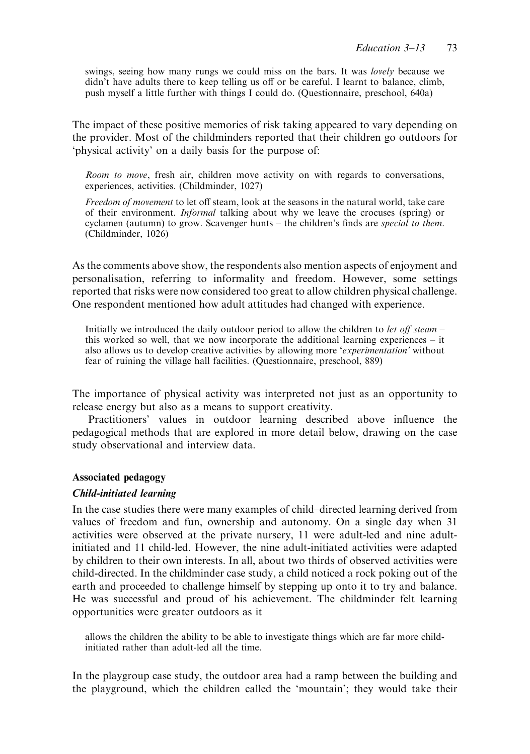swings, seeing how many rungs we could miss on the bars. It was *lovely* because we didn't have adults there to keep telling us off or be careful. I learnt to balance, climb, push myself a little further with things I could do. (Questionnaire, preschool, 640a)

The impact of these positive memories of risk taking appeared to vary depending on the provider. Most of the childminders reported that their children go outdoors for 'physical activity' on a daily basis for the purpose of:

> *Room to move*, fresh air, children move activity on with regards to conversations, experiences, activities. (Childminder, 1027)
>
> *Freedom of movement* to let off steam, look at the seasons in the natural world, take care of their environment. *Informal* talking about why we leave the crocuses (spring) or cyclamen (autumn) to grow. Scavenger hunts – the children's finds are *special to them*. (Childminder, 1026)

As the comments above show, the respondents also mention aspects of enjoyment and personalisation, referring to informality and freedom. However, some settings reported that risks were now considered too great to allow children physical challenge. One respondent mentioned how adult attitudes had changed with experience.

> Initially we introduced the daily outdoor period to allow the children to *let off steam* – this worked so well, that we now incorporate the additional learning experiences – it also allows us to develop creative activities by allowing more '*experimentation*' without fear of ruining the village hall facilities. (Questionnaire, preschool, 889)

The importance of physical activity was interpreted not just as an opportunity to release energy but also as a means to support creativity.

Practitioners' values in outdoor learning described above influence the pedagogical methods that are explored in more detail below, drawing on the case study observational and interview data.

## Associated pedagogy

### *Child-initiated learning*

In the case studies there were many examples of child–directed learning derived from values of freedom and fun, ownership and autonomy. On a single day when 31 activities were observed at the private nursery, 11 were adult-led and nine adult-initiated and 11 child-led. However, the nine adult-initiated activities were adapted by children to their own interests. In all, about two thirds of observed activities were child-directed. In the childminder case study, a child noticed a rock poking out of the earth and proceeded to challenge himself by stepping up onto it to try and balance. He was successful and proud of his achievement. The childminder felt learning opportunities were greater outdoors as it

> allows the children the ability to be able to investigate things which are far more child-initiated rather than adult-led all the time.

In the playgroup case study, the outdoor area had a ramp between the building and the playground, which the children called the 'mountain'; they would take their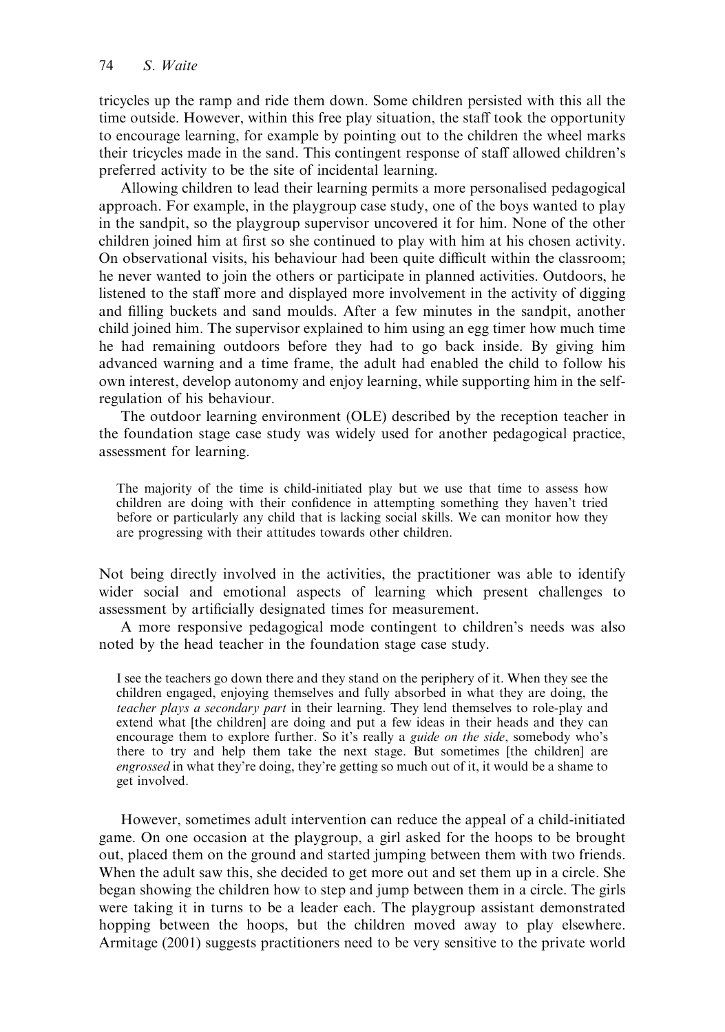tricycles up the ramp and ride them down. Some children persisted with this all the time outside. However, within this free play situation, the staff took the opportunity to encourage learning, for example by pointing out to the children the wheel marks their tricycles made in the sand. This contingent response of staff allowed children's preferred activity to be the site of incidental learning.

Allowing children to lead their learning permits a more personalised pedagogical approach. For example, in the playgroup case study, one of the boys wanted to play in the sandpit, so the playgroup supervisor uncovered it for him. None of the other children joined him at first so she continued to play with him at his chosen activity. On observational visits, his behaviour had been quite difficult within the classroom; he never wanted to join the others or participate in planned activities. Outdoors, he listened to the staff more and displayed more involvement in the activity of digging and filling buckets and sand moulds. After a few minutes in the sandpit, another child joined him. The supervisor explained to him using an egg timer how much time he had remaining outdoors before they had to go back inside. By giving him advanced warning and a time frame, the adult had enabled the child to follow his own interest, develop autonomy and enjoy learning, while supporting him in the self-regulation of his behaviour.

The outdoor learning environment (OLE) described by the reception teacher in the foundation stage case study was widely used for another pedagogical practice, assessment for learning.

> The majority of the time is child-initiated play but we use that time to assess how children are doing with their confidence in attempting something they haven't tried before or particularly any child that is lacking social skills. We can monitor how they are progressing with their attitudes towards other children.

Not being directly involved in the activities, the practitioner was able to identify wider social and emotional aspects of learning which present challenges to assessment by artificially designated times for measurement.

A more responsive pedagogical mode contingent to children's needs was also noted by the head teacher in the foundation stage case study.

> I see the teachers go down there and they stand on the periphery of it. When they see the children engaged, enjoying themselves and fully absorbed in what they are doing, the *teacher plays a secondary part* in their learning. They lend themselves to role-play and extend what [the children] are doing and put a few ideas in their heads and they can encourage them to explore further. So it's really a *guide on the side*, somebody who's there to try and help them take the next stage. But sometimes [the children] are *engrossed* in what they're doing, they're getting so much out of it, it would be a shame to get involved.

However, sometimes adult intervention can reduce the appeal of a child-initiated game. On one occasion at the playgroup, a girl asked for the hoops to be brought out, placed them on the ground and started jumping between them with two friends. When the adult saw this, she decided to get more out and set them up in a circle. She began showing the children how to step and jump between them in a circle. The girls were taking it in turns to be a leader each. The playgroup assistant demonstrated hopping between the hoops, but the children moved away to play elsewhere. Armitage (2001) suggests practitioners need to be very sensitive to the private world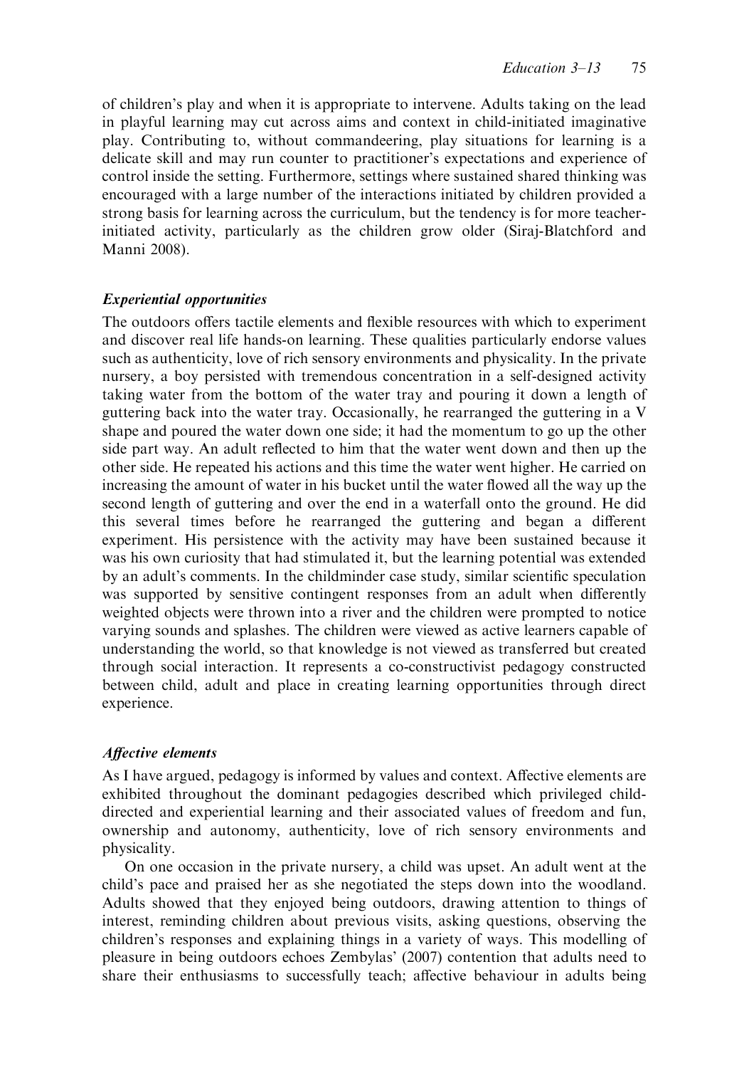of children's play and when it is appropriate to intervene. Adults taking on the lead in playful learning may cut across aims and context in child-initiated imaginative play. Contributing to, without commandeering, play situations for learning is a delicate skill and may run counter to practitioner's expectations and experience of control inside the setting. Furthermore, settings where sustained shared thinking was encouraged with a large number of the interactions initiated by children provided a strong basis for learning across the curriculum, but the tendency is for more teacher-initiated activity, particularly as the children grow older (Siraj-Blatchford and Manni 2008).

### *Experiential opportunities*

The outdoors offers tactile elements and flexible resources with which to experiment and discover real life hands-on learning. These qualities particularly endorse values such as authenticity, love of rich sensory environments and physicality. In the private nursery, a boy persisted with tremendous concentration in a self-designed activity taking water from the bottom of the water tray and pouring it down a length of guttering back into the water tray. Occasionally, he rearranged the guttering in a V shape and poured the water down one side; it had the momentum to go up the other side part way. An adult reflected to him that the water went down and then up the other side. He repeated his actions and this time the water went higher. He carried on increasing the amount of water in his bucket until the water flowed all the way up the second length of guttering and over the end in a waterfall onto the ground. He did this several times before he rearranged the guttering and began a different experiment. His persistence with the activity may have been sustained because it was his own curiosity that had stimulated it, but the learning potential was extended by an adult's comments. In the childminder case study, similar scientific speculation was supported by sensitive contingent responses from an adult when differently weighted objects were thrown into a river and the children were prompted to notice varying sounds and splashes. The children were viewed as active learners capable of understanding the world, so that knowledge is not viewed as transferred but created through social interaction. It represents a co-constructivist pedagogy constructed between child, adult and place in creating learning opportunities through direct experience.

### *Affective elements*

As I have argued, pedagogy is informed by values and context. Affective elements are exhibited throughout the dominant pedagogies described which privileged child-directed and experiential learning and their associated values of freedom and fun, ownership and autonomy, authenticity, love of rich sensory environments and physicality.

On one occasion in the private nursery, a child was upset. An adult went at the child's pace and praised her as she negotiated the steps down into the woodland. Adults showed that they enjoyed being outdoors, drawing attention to things of interest, reminding children about previous visits, asking questions, observing the children's responses and explaining things in a variety of ways. This modelling of pleasure in being outdoors echoes Zembylas' (2007) contention that adults need to share their enthusiasms to successfully teach; affective behaviour in adults being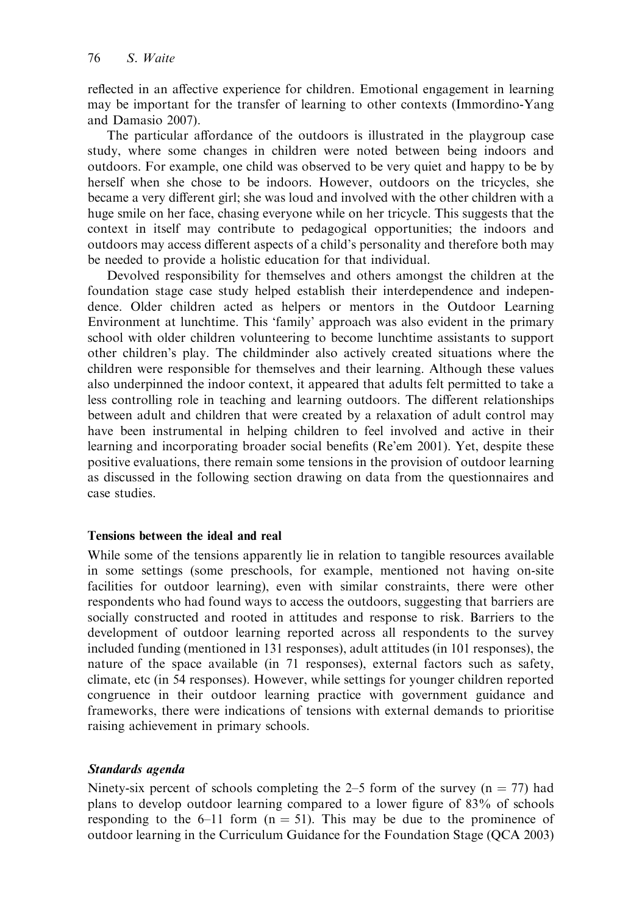reflected in an affective experience for children. Emotional engagement in learning may be important for the transfer of learning to other contexts (Immordino-Yang and Damasio 2007).

The particular affordance of the outdoors is illustrated in the playgroup case study, where some changes in children were noted between being indoors and outdoors. For example, one child was observed to be very quiet and happy to be by herself when she chose to be indoors. However, outdoors on the tricycles, she became a very different girl; she was loud and involved with the other children with a huge smile on her face, chasing everyone while on her tricycle. This suggests that the context in itself may contribute to pedagogical opportunities; the indoors and outdoors may access different aspects of a child's personality and therefore both may be needed to provide a holistic education for that individual.

Devolved responsibility for themselves and others amongst the children at the foundation stage case study helped establish their interdependence and independence. Older children acted as helpers or mentors in the Outdoor Learning Environment at lunchtime. This 'family' approach was also evident in the primary school with older children volunteering to become lunchtime assistants to support other children's play. The childminder also actively created situations where the children were responsible for themselves and their learning. Although these values also underpinned the indoor context, it appeared that adults felt permitted to take a less controlling role in teaching and learning outdoors. The different relationships between adult and children that were created by a relaxation of adult control may have been instrumental in helping children to feel involved and active in their learning and incorporating broader social benefits (Re'em 2001). Yet, despite these positive evaluations, there remain some tensions in the provision of outdoor learning as discussed in the following section drawing on data from the questionnaires and case studies.

## Tensions between the ideal and real

While some of the tensions apparently lie in relation to tangible resources available in some settings (some preschools, for example, mentioned not having on-site facilities for outdoor learning), even with similar constraints, there were other respondents who had found ways to access the outdoors, suggesting that barriers are socially constructed and rooted in attitudes and response to risk. Barriers to the development of outdoor learning reported across all respondents to the survey included funding (mentioned in 131 responses), adult attitudes (in 101 responses), the nature of the space available (in 71 responses), external factors such as safety, climate, etc (in 54 responses). However, while settings for younger children reported congruence in their outdoor learning practice with government guidance and frameworks, there were indications of tensions with external demands to prioritise raising achievement in primary schools.

### *Standards agenda*

Ninety-six percent of schools completing the 2–5 form of the survey ($n = 77$) had plans to develop outdoor learning compared to a lower figure of 83% of schools responding to the 6–11 form ($n = 51$). This may be due to the prominence of outdoor learning in the Curriculum Guidance for the Foundation Stage (QCA 2003)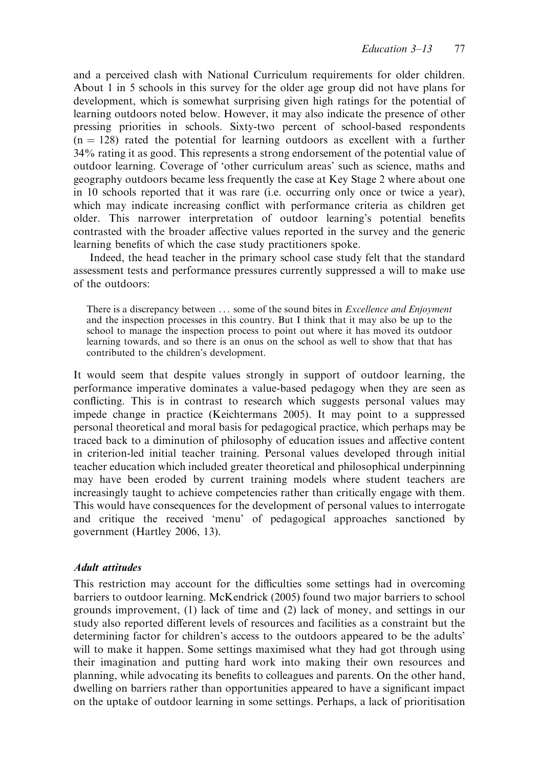and a perceived clash with National Curriculum requirements for older children. About 1 in 5 schools in this survey for the older age group did not have plans for development, which is somewhat surprising given high ratings for the potential of learning outdoors noted below. However, it may also indicate the presence of other pressing priorities in schools. Sixty-two percent of school-based respondents ($n = 128$) rated the potential for learning outdoors as excellent with a further 34% rating it as good. This represents a strong endorsement of the potential value of outdoor learning. Coverage of 'other curriculum areas' such as science, maths and geography outdoors became less frequently the case at Key Stage 2 where about one in 10 schools reported that it was rare (i.e. occurring only once or twice a year), which may indicate increasing conflict with performance criteria as children get older. This narrower interpretation of outdoor learning's potential benefits contrasted with the broader affective values reported in the survey and the generic learning benefits of which the case study practitioners spoke.

Indeed, the head teacher in the primary school case study felt that the standard assessment tests and performance pressures currently suppressed a will to make use of the outdoors:

> There is a discrepancy between … some of the sound bites in *Excellence and Enjoyment* and the inspection processes in this country. But I think that it may also be up to the school to manage the inspection process to point out where it has moved its outdoor learning towards, and so there is an onus on the school as well to show that that has contributed to the children's development.

It would seem that despite values strongly in support of outdoor learning, the performance imperative dominates a value-based pedagogy when they are seen as conflicting. This is in contrast to research which suggests personal values may impede change in practice (Keichtermans 2005). It may point to a suppressed personal theoretical and moral basis for pedagogical practice, which perhaps may be traced back to a diminution of philosophy of education issues and affective content in criterion-led initial teacher training. Personal values developed through initial teacher education which included greater theoretical and philosophical underpinning may have been eroded by current training models where student teachers are increasingly taught to achieve competencies rather than critically engage with them. This would have consequences for the development of personal values to interrogate and critique the received 'menu' of pedagogical approaches sanctioned by government (Hartley 2006, 13).

### *Adult attitudes*

This restriction may account for the difficulties some settings had in overcoming barriers to outdoor learning. McKendrick (2005) found two major barriers to school grounds improvement, (1) lack of time and (2) lack of money, and settings in our study also reported different levels of resources and facilities as a constraint but the determining factor for children's access to the outdoors appeared to be the adults' will to make it happen. Some settings maximised what they had got through using their imagination and putting hard work into making their own resources and planning, while advocating its benefits to colleagues and parents. On the other hand, dwelling on barriers rather than opportunities appeared to have a significant impact on the uptake of outdoor learning in some settings. Perhaps, a lack of prioritisation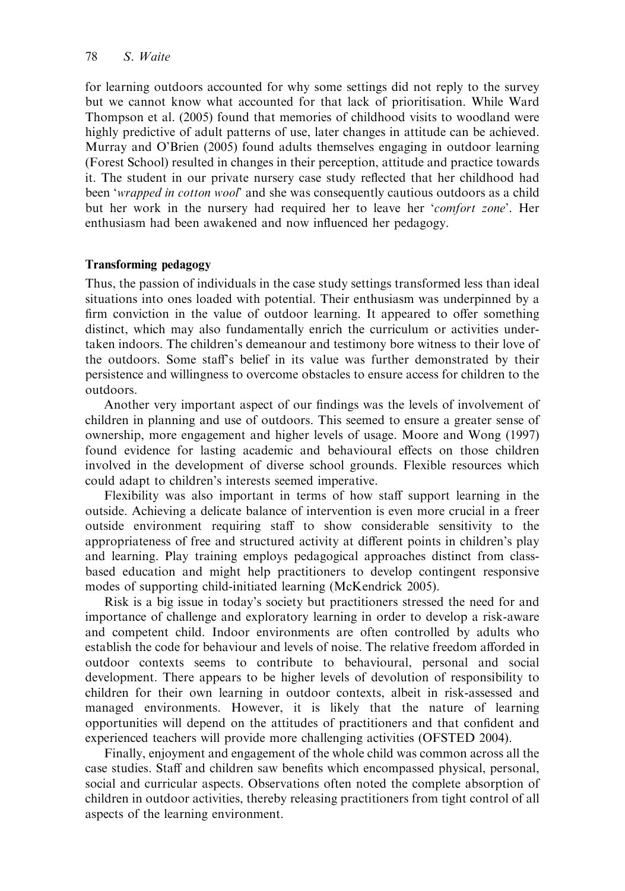for learning outdoors accounted for why some settings did not reply to the survey but we cannot know what accounted for that lack of prioritisation. While Ward Thompson et al. (2005) found that memories of childhood visits to woodland were highly predictive of adult patterns of use, later changes in attitude can be achieved. Murray and O'Brien (2005) found adults themselves engaging in outdoor learning (Forest School) resulted in changes in their perception, attitude and practice towards it. The student in our private nursery case study reflected that her childhood had been '*wrapped in cotton wool*' and she was consequently cautious outdoors as a child but her work in the nursery had required her to leave her '*comfort zone*'. Her enthusiasm had been awakened and now influenced her pedagogy.

### Transforming pedagogy

Thus, the passion of individuals in the case study settings transformed less than ideal situations into ones loaded with potential. Their enthusiasm was underpinned by a firm conviction in the value of outdoor learning. It appeared to offer something distinct, which may also fundamentally enrich the curriculum or activities undertaken indoors. The children's demeanour and testimony bore witness to their love of the outdoors. Some staff's belief in its value was further demonstrated by their persistence and willingness to overcome obstacles to ensure access for children to the outdoors.

Another very important aspect of our findings was the levels of involvement of children in planning and use of outdoors. This seemed to ensure a greater sense of ownership, more engagement and higher levels of usage. Moore and Wong (1997) found evidence for lasting academic and behavioural effects on those children involved in the development of diverse school grounds. Flexible resources which could adapt to children's interests seemed imperative.

Flexibility was also important in terms of how staff support learning in the outside. Achieving a delicate balance of intervention is even more crucial in a freer outside environment requiring staff to show considerable sensitivity to the appropriateness of free and structured activity at different points in children's play and learning. Play training employs pedagogical approaches distinct from class-based education and might help practitioners to develop contingent responsive modes of supporting child-initiated learning (McKendrick 2005).

Risk is a big issue in today's society but practitioners stressed the need for and importance of challenge and exploratory learning in order to develop a risk-aware and competent child. Indoor environments are often controlled by adults who establish the code for behaviour and levels of noise. The relative freedom afforded in outdoor contexts seems to contribute to behavioural, personal and social development. There appears to be higher levels of devolution of responsibility to children for their own learning in outdoor contexts, albeit in risk-assessed and managed environments. However, it is likely that the nature of learning opportunities will depend on the attitudes of practitioners and that confident and experienced teachers will provide more challenging activities (OFSTED 2004).

Finally, enjoyment and engagement of the whole child was common across all the case studies. Staff and children saw benefits which encompassed physical, personal, social and curricular aspects. Observations often noted the complete absorption of children in outdoor activities, thereby releasing practitioners from tight control of all aspects of the learning environment.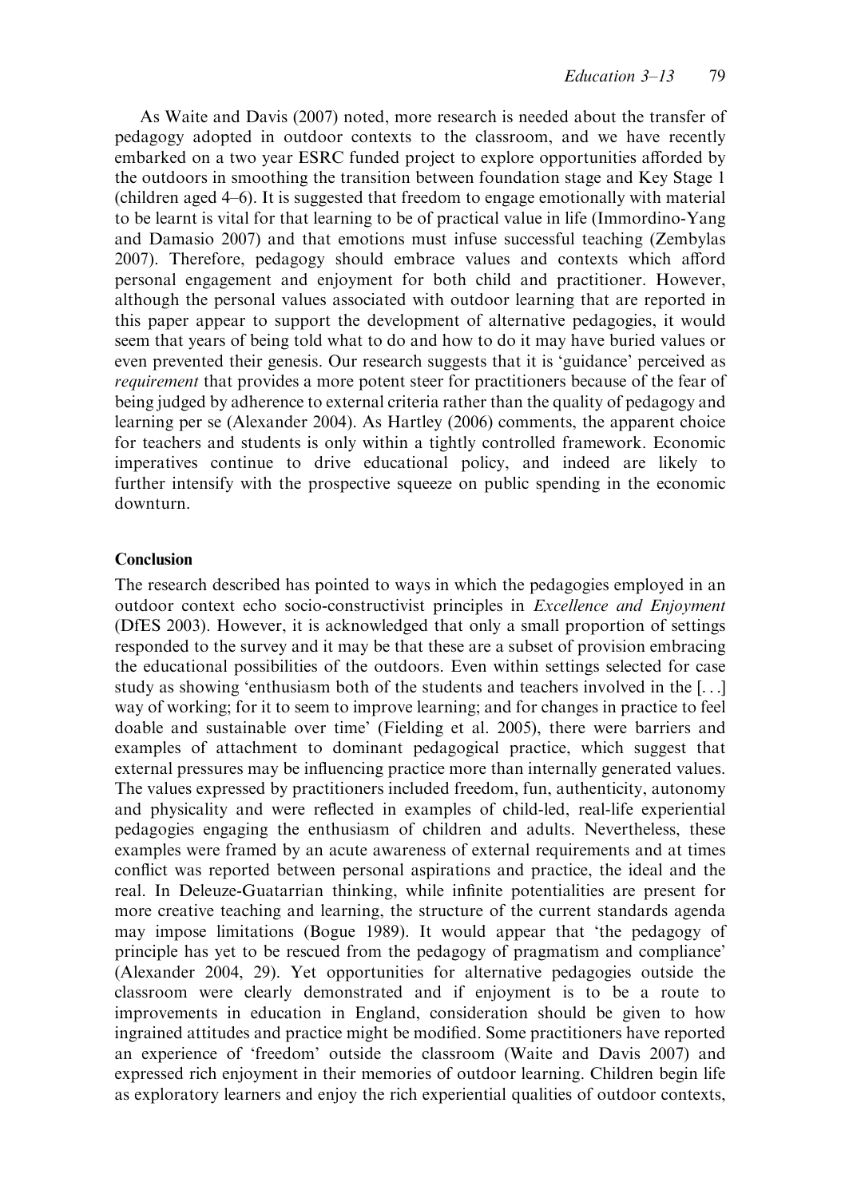As Waite and Davis (2007) noted, more research is needed about the transfer of pedagogy adopted in outdoor contexts to the classroom, and we have recently embarked on a two year ESRC funded project to explore opportunities afforded by the outdoors in smoothing the transition between foundation stage and Key Stage 1 (children aged 4–6). It is suggested that freedom to engage emotionally with material to be learnt is vital for that learning to be of practical value in life (Immordino-Yang and Damasio 2007) and that emotions must infuse successful teaching (Zembylas 2007). Therefore, pedagogy should embrace values and contexts which afford personal engagement and enjoyment for both child and practitioner. However, although the personal values associated with outdoor learning that are reported in this paper appear to support the development of alternative pedagogies, it would seem that years of being told what to do and how to do it may have buried values or even prevented their genesis. Our research suggests that it is 'guidance' perceived as *requirement* that provides a more potent steer for practitioners because of the fear of being judged by adherence to external criteria rather than the quality of pedagogy and learning per se (Alexander 2004). As Hartley (2006) comments, the apparent choice for teachers and students is only within a tightly controlled framework. Economic imperatives continue to drive educational policy, and indeed are likely to further intensify with the prospective squeeze on public spending in the economic downturn.

## Conclusion

The research described has pointed to ways in which the pedagogies employed in an outdoor context echo socio-constructivist principles in *Excellence and Enjoyment* (DfES 2003). However, it is acknowledged that only a small proportion of settings responded to the survey and it may be that these are a subset of provision embracing the educational possibilities of the outdoors. Even within settings selected for case study as showing 'enthusiasm both of the students and teachers involved in the [...] way of working; for it to seem to improve learning; and for changes in practice to feel doable and sustainable over time' (Fielding et al. 2005), there were barriers and examples of attachment to dominant pedagogical practice, which suggest that external pressures may be influencing practice more than internally generated values. The values expressed by practitioners included freedom, fun, authenticity, autonomy and physicality and were reflected in examples of child-led, real-life experiential pedagogies engaging the enthusiasm of children and adults. Nevertheless, these examples were framed by an acute awareness of external requirements and at times conflict was reported between personal aspirations and practice, the ideal and the real. In Deleuze-Guatarrian thinking, while infinite potentialities are present for more creative teaching and learning, the structure of the current standards agenda may impose limitations (Bogue 1989). It would appear that 'the pedagogy of principle has yet to be rescued from the pedagogy of pragmatism and compliance' (Alexander 2004, 29). Yet opportunities for alternative pedagogies outside the classroom were clearly demonstrated and if enjoyment is to be a route to improvements in education in England, consideration should be given to how ingrained attitudes and practice might be modified. Some practitioners have reported an experience of 'freedom' outside the classroom (Waite and Davis 2007) and expressed rich enjoyment in their memories of outdoor learning. Children begin life as exploratory learners and enjoy the rich experiential qualities of outdoor contexts,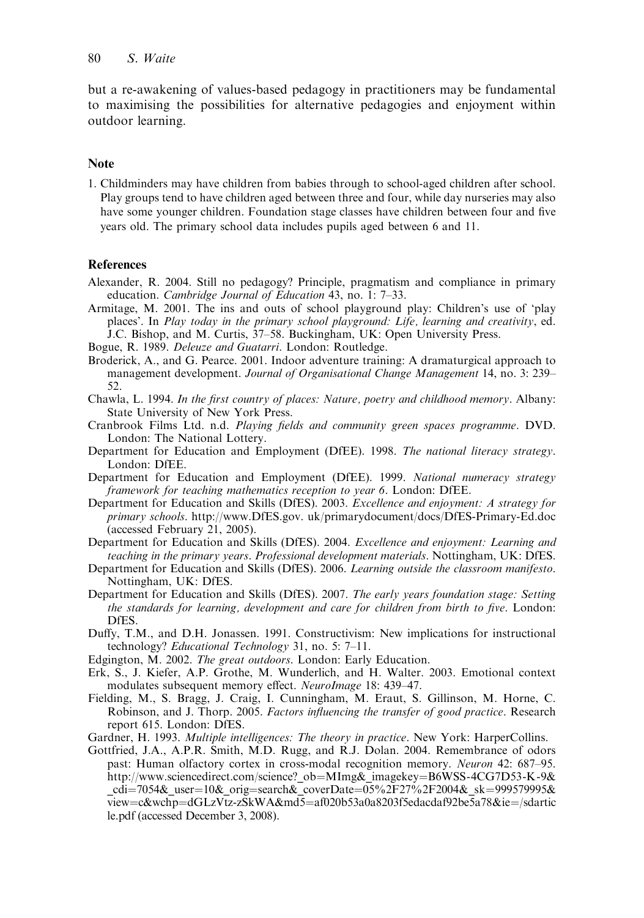but a re-awakening of values-based pedagogy in practitioners may be fundamental to maximising the possibilities for alternative pedagogies and enjoyment within outdoor learning.

## Note

1. Childminders may have children from babies through to school-aged children after school. Play groups tend to have children aged between three and four, while day nurseries may also have some younger children. Foundation stage classes have children between four and five years old. The primary school data includes pupils aged between 6 and 11.

## References

Alexander, R. 2004. Still no pedagogy? Principle, pragmatism and compliance in primary education. *Cambridge Journal of Education* 43, no. 1: 7–33.

Armitage, M. 2001. The ins and outs of school playground play: Children's use of 'play places'. In *Play today in the primary school playground: Life, learning and creativity*, ed. J.C. Bishop, and M. Curtis, 37–58. Buckingham, UK: Open University Press.

Bogue, R. 1989. *Deleuze and Guatarri*. London: Routledge.

Broderick, A., and G. Pearce. 2001. Indoor adventure training: A dramaturgical approach to management development. *Journal of Organisational Change Management* 14, no. 3: 239–52.

Chawla, L. 1994. *In the first country of places: Nature, poetry and childhood memory*. Albany: State University of New York Press.

Cranbrook Films Ltd. n.d. *Playing fields and community green spaces programme*. DVD. London: The National Lottery.

Department for Education and Employment (DfEE). 1998. *The national literacy strategy*. London: DfEE.

Department for Education and Employment (DfEE). 1999. *National numeracy strategy framework for teaching mathematics reception to year 6*. London: DfEE.

Department for Education and Skills (DfES). 2003. *Excellence and enjoyment: A strategy for primary schools*. http://www.DfES.gov. uk/primarydocument/docs/DfES-Primary-Ed.doc (accessed February 21, 2005).

Department for Education and Skills (DfES). 2004. *Excellence and enjoyment: Learning and teaching in the primary years. Professional development materials*. Nottingham, UK: DfES.

Department for Education and Skills (DfES). 2006. *Learning outside the classroom manifesto*. Nottingham, UK: DfES.

Department for Education and Skills (DfES). 2007. *The early years foundation stage: Setting the standards for learning, development and care for children from birth to five*. London: DfES.

Duffy, T.M., and D.H. Jonassen. 1991. Constructivism: New implications for instructional technology? *Educational Technology* 31, no. 5: 7–11.

Edgington, M. 2002. *The great outdoors*. London: Early Education.

Erk, S., J. Kiefer, A.P. Grothe, M. Wunderlich, and H. Walter. 2003. Emotional context modulates subsequent memory effect. *NeuroImage* 18: 439–47.

Fielding, M., S. Bragg, J. Craig, I. Cunningham, M. Eraut, S. Gillinson, M. Horne, C. Robinson, and J. Thorp. 2005. *Factors influencing the transfer of good practice*. Research report 615. London: DfES.

Gardner, H. 1993. *Multiple intelligences: The theory in practice*. New York: HarperCollins.

Gottfried, J.A., A.P.R. Smith, M.D. Rugg, and R.J. Dolan. 2004. Remembrance of odors past: Human olfactory cortex in cross-modal recognition memory. *Neuron* 42: 687–95. http://www.sciencedirect.com/science?_ob=MImg&_imagekey=B6WSS-4CG7D53-K-9&_cdi=7054&_user=10&_orig=search&_coverDate=05%2F27%2F2004&_sk=999579995&view=c&wchp=dGLzVtz-zSkWA&md5=af020b53a0a8203f5edacdaf92be5a78&ie=/sdarticle.pdf (accessed December 3, 2008).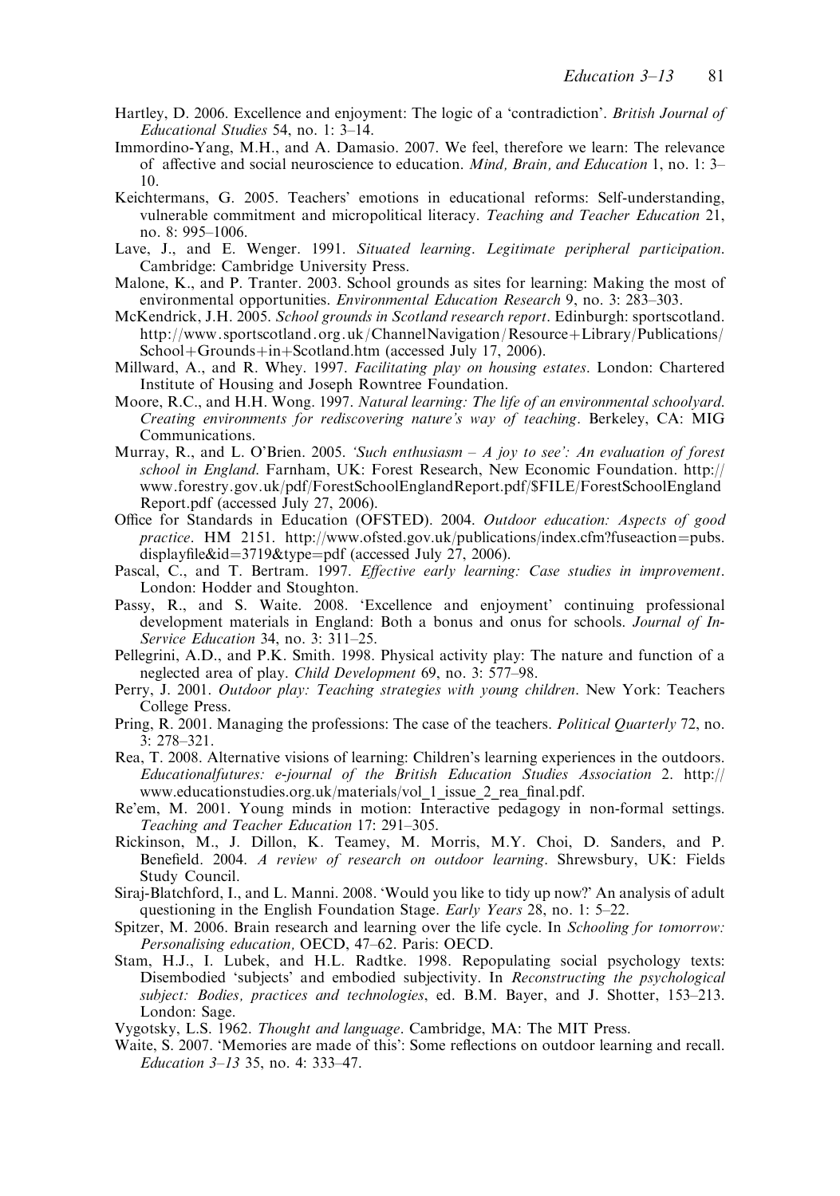Hartley, D. 2006. Excellence and enjoyment: The logic of a 'contradiction'. *British Journal of Educational Studies* 54, no. 1: 3–14.

Immordino-Yang, M.H., and A. Damasio. 2007. We feel, therefore we learn: The relevance of affective and social neuroscience to education. *Mind, Brain, and Education* 1, no. 1: 3–10.

Keichtermans, G. 2005. Teachers' emotions in educational reforms: Self-understanding, vulnerable commitment and micropolitical literacy. *Teaching and Teacher Education* 21, no. 8: 995–1006.

Lave, J., and E. Wenger. 1991. *Situated learning. Legitimate peripheral participation*. Cambridge: Cambridge University Press.

Malone, K., and P. Tranter. 2003. School grounds as sites for learning: Making the most of environmental opportunities. *Environmental Education Research* 9, no. 3: 283–303.

McKendrick, J.H. 2005. *School grounds in Scotland research report*. Edinburgh: sportscotland. http://www.sportscotland.org.uk/ChannelNavigation/Resource+Library/Publications/School+Grounds+in+Scotland.htm (accessed July 17, 2006).

Millward, A., and R. Whey. 1997. *Facilitating play on housing estates*. London: Chartered Institute of Housing and Joseph Rowntree Foundation.

Moore, R.C., and H.H. Wong. 1997. *Natural learning: The life of an environmental schoolyard. Creating environments for rediscovering nature's way of teaching*. Berkeley, CA: MIG Communications.

Murray, R., and L. O'Brien. 2005. *'Such enthusiasm – A joy to see': An evaluation of forest school in England*. Farnham, UK: Forest Research, New Economic Foundation. http://www.forestry.gov.uk/pdf/ForestSchoolEnglandReport.pdf/$FILE/ForestSchoolEnglandReport.pdf (accessed July 27, 2006).

Office for Standards in Education (OFSTED). 2004. *Outdoor education: Aspects of good practice*. HM 2151. http://www.ofsted.gov.uk/publications/index.cfm?fuseaction=pubs.displayfile&id=3719&type=pdf (accessed July 27, 2006).

Pascal, C., and T. Bertram. 1997. *Effective early learning: Case studies in improvement*. London: Hodder and Stoughton.

Passy, R., and S. Waite. 2008. 'Excellence and enjoyment' continuing professional development materials in England: Both a bonus and onus for schools. *Journal of In-Service Education* 34, no. 3: 311–25.

Pellegrini, A.D., and P.K. Smith. 1998. Physical activity play: The nature and function of a neglected area of play. *Child Development* 69, no. 3: 577–98.

Perry, J. 2001. *Outdoor play: Teaching strategies with young children*. New York: Teachers College Press.

Pring, R. 2001. Managing the professions: The case of the teachers. *Political Quarterly* 72, no. 3: 278–321.

Rea, T. 2008. Alternative visions of learning: Children's learning experiences in the outdoors. *Educationalfutures: e-journal of the British Education Studies Association* 2. http://www.educationstudies.org.uk/materials/vol_1_issue_2_rea_final.pdf.

Re'em, M. 2001. Young minds in motion: Interactive pedagogy in non-formal settings. *Teaching and Teacher Education* 17: 291–305.

Rickinson, M., J. Dillon, K. Teamey, M. Morris, M.Y. Choi, D. Sanders, and P. Benefield. 2004. *A review of research on outdoor learning*. Shrewsbury, UK: Fields Study Council.

Siraj-Blatchford, I., and L. Manni. 2008. 'Would you like to tidy up now?' An analysis of adult questioning in the English Foundation Stage. *Early Years* 28, no. 1: 5–22.

Spitzer, M. 2006. Brain research and learning over the life cycle. In *Schooling for tomorrow: Personalising education*, OECD, 47–62. Paris: OECD.

Stam, H.J., I. Lubek, and H.L. Radtke. 1998. Repopulating social psychology texts: Disembodied 'subjects' and embodied subjectivity. In *Reconstructing the psychological subject: Bodies, practices and technologies*, ed. B.M. Bayer, and J. Shotter, 153–213. London: Sage.

Vygotsky, L.S. 1962. *Thought and language*. Cambridge, MA: The MIT Press.

Waite, S. 2007. 'Memories are made of this': Some reflections on outdoor learning and recall. *Education 3–13* 35, no. 4: 333–47.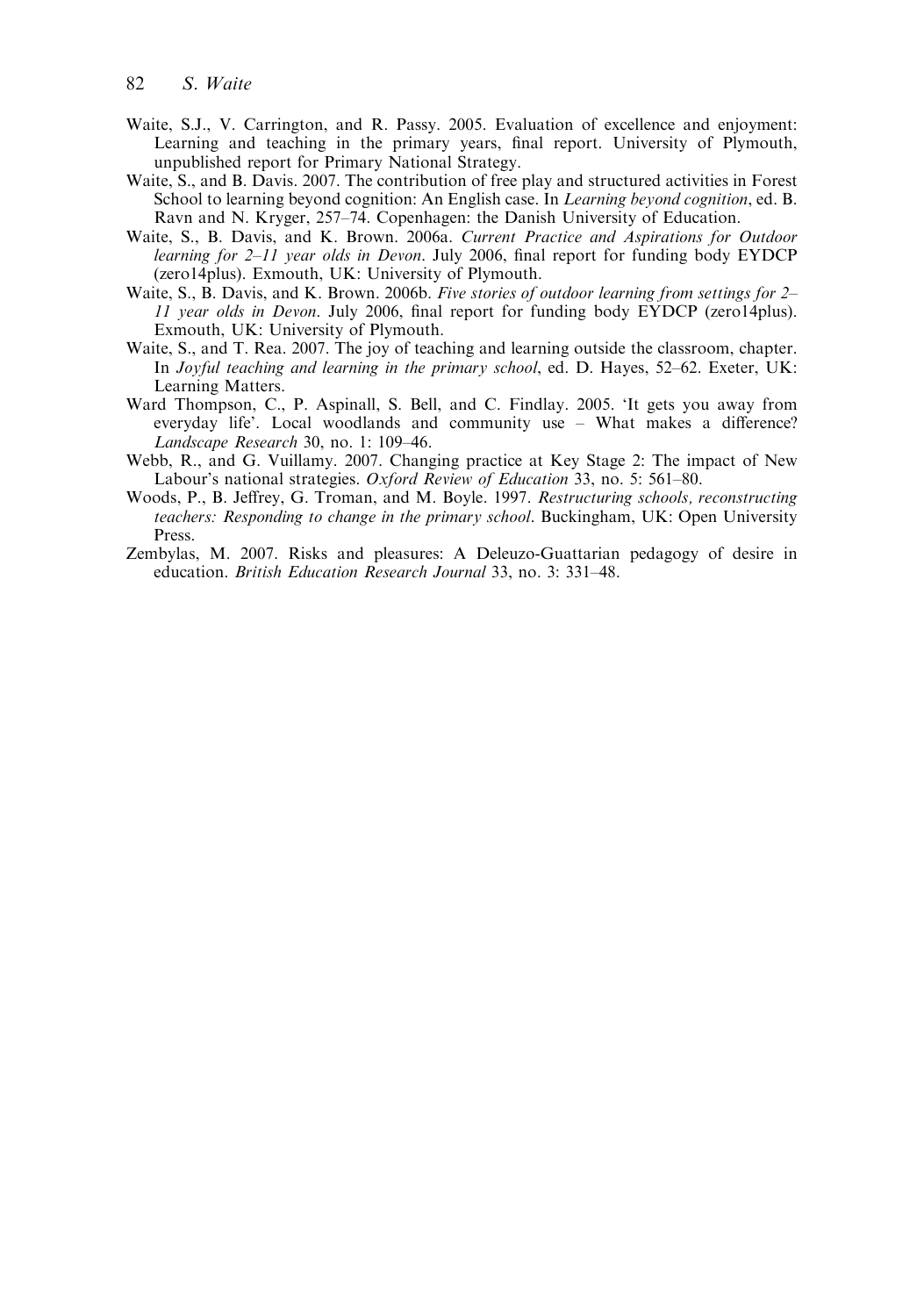Waite, S.J., V. Carrington, and R. Passy. 2005. Evaluation of excellence and enjoyment: Learning and teaching in the primary years, final report. University of Plymouth, unpublished report for Primary National Strategy.

Waite, S., and B. Davis. 2007. The contribution of free play and structured activities in Forest School to learning beyond cognition: An English case. In *Learning beyond cognition*, ed. B. Ravn and N. Kryger, 257–74. Copenhagen: the Danish University of Education.

Waite, S., B. Davis, and K. Brown. 2006a. *Current Practice and Aspirations for Outdoor learning for 2–11 year olds in Devon*. July 2006, final report for funding body EYDCP (zero14plus). Exmouth, UK: University of Plymouth.

Waite, S., B. Davis, and K. Brown. 2006b. *Five stories of outdoor learning from settings for 2–11 year olds in Devon*. July 2006, final report for funding body EYDCP (zero14plus). Exmouth, UK: University of Plymouth.

Waite, S., and T. Rea. 2007. The joy of teaching and learning outside the classroom, chapter. In *Joyful teaching and learning in the primary school*, ed. D. Hayes, 52–62. Exeter, UK: Learning Matters.

Ward Thompson, C., P. Aspinall, S. Bell, and C. Findlay. 2005. 'It gets you away from everyday life'. Local woodlands and community use – What makes a difference? *Landscape Research* 30, no. 1: 109–46.

Webb, R., and G. Vuillamy. 2007. Changing practice at Key Stage 2: The impact of New Labour's national strategies. *Oxford Review of Education* 33, no. 5: 561–80.

Woods, P., B. Jeffrey, G. Troman, and M. Boyle. 1997. *Restructuring schools, reconstructing teachers: Responding to change in the primary school*. Buckingham, UK: Open University Press.

Zembylas, M. 2007. Risks and pleasures: A Deleuzo-Guattarian pedagogy of desire in education. *British Education Research Journal* 33, no. 3: 331–48.